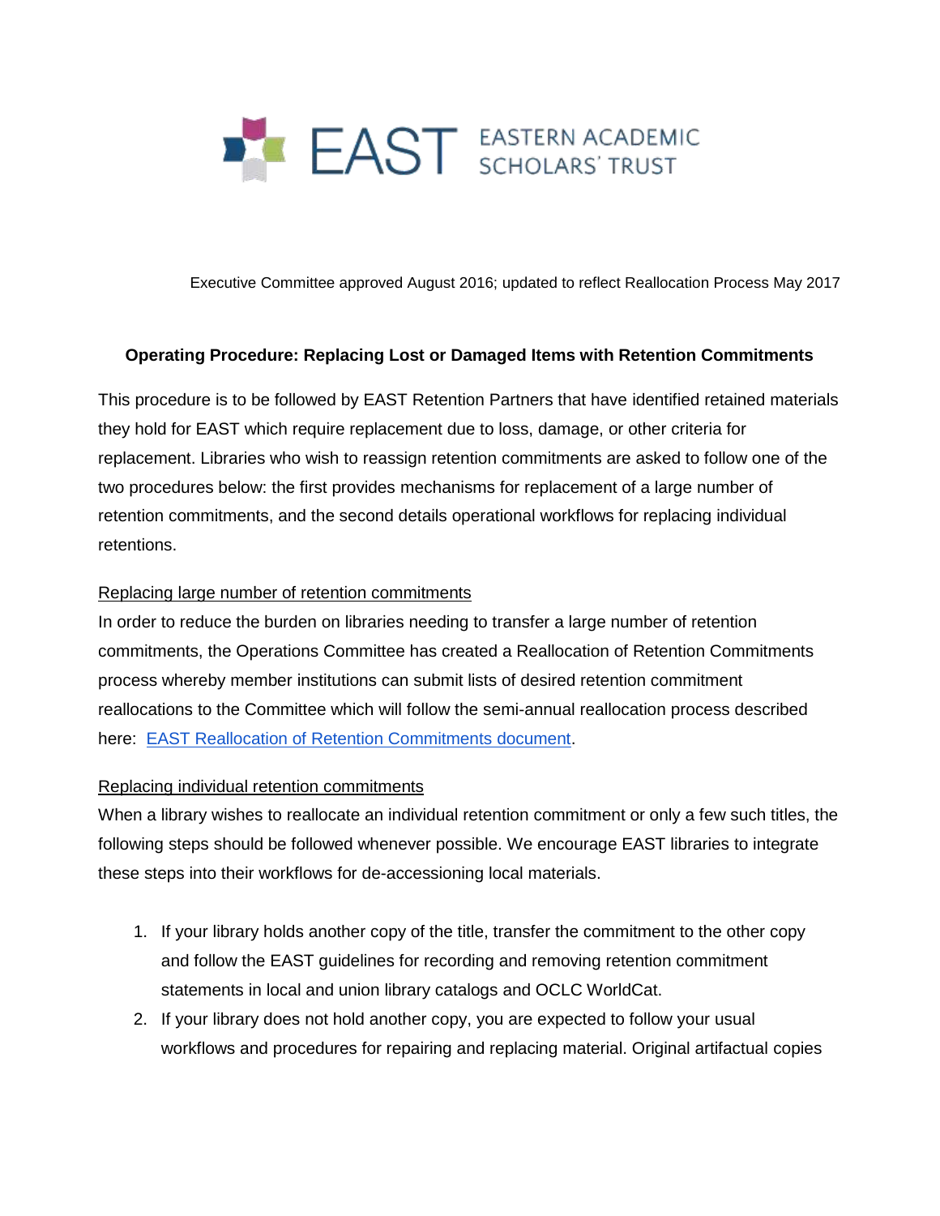EAST EASTERN ACADEMIC SCHOLARS' TRUST

Executive Committee approved August 2016; updated to reflect Reallocation Process May 2017

**Operating Procedure: Replacing Lost or Damaged Items with Retention Commitments**

This procedure is to be followed by EAST Retention Partners that have identified retained materials they hold for EAST which require replacement due to loss, damage, or other criteria for replacement. Libraries who wish to reassign retention commitments are asked to follow one of the two procedures below: the first provides mechanisms for replacement of a large number of retention commitments, and the second details operational workflows for replacing individual retentions.

<u>Replacing large number of retention commitments</u>

In order to reduce the burden on libraries needing to transfer a large number of retention commitments, the Operations Committee has created a Reallocation of Retention Commitments process whereby member institutions can submit lists of desired retention commitment reallocations to the Committee which will follow the semi-annual reallocation process described here: EAST Reallocation of Retention Commitments document.

<u>Replacing individual retention commitments</u>

When a library wishes to reallocate an individual retention commitment or only a few such titles, the following steps should be followed whenever possible. We encourage EAST libraries to integrate these steps into their workflows for de-accessioning local materials.

1. If your library holds another copy of the title, transfer the commitment to the other copy and follow the EAST guidelines for recording and removing retention commitment statements in local and union library catalogs and OCLC WorldCat.
2. If your library does not hold another copy, you are expected to follow your usual workflows and procedures for repairing and replacing material. Original artifactual copies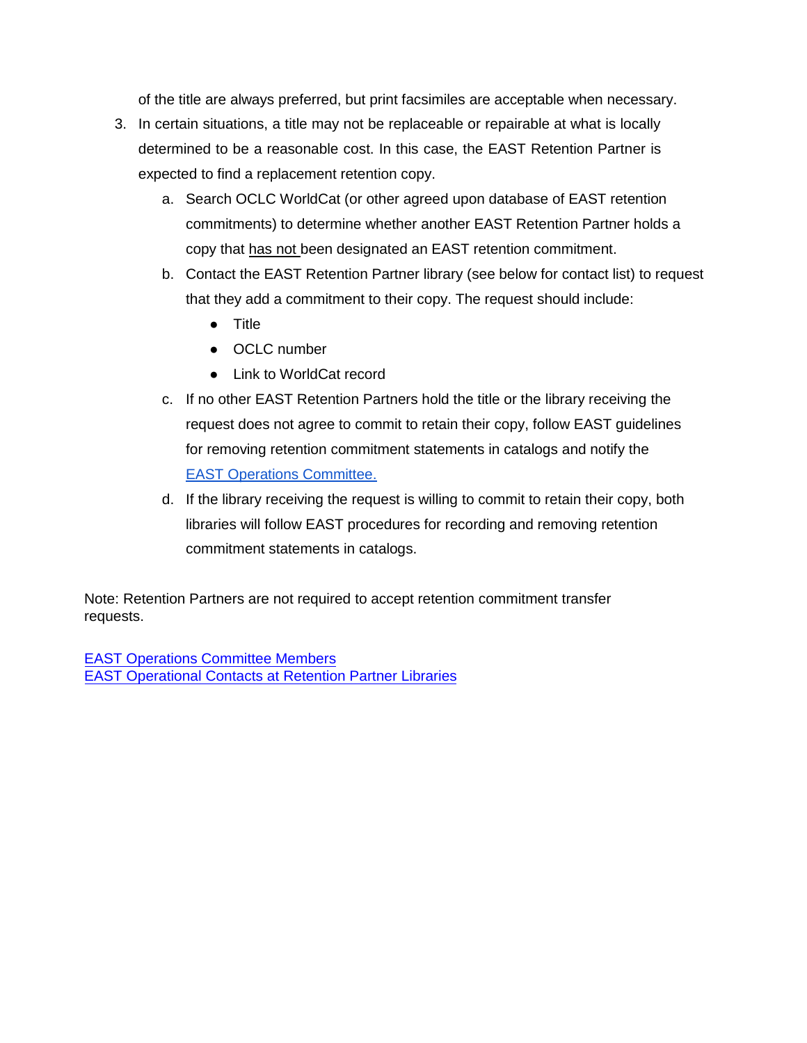of the title are always preferred, but print facsimiles are acceptable when necessary.

3. In certain situations, a title may not be replaceable or repairable at what is locally determined to be a reasonable cost. In this case, the EAST Retention Partner is expected to find a replacement retention copy.
   a. Search OCLC WorldCat (or other agreed upon database of EAST retention commitments) to determine whether another EAST Retention Partner holds a copy that <u>has not</u> been designated an EAST retention commitment.
   b. Contact the EAST Retention Partner library (see below for contact list) to request that they add a commitment to their copy. The request should include:
      - Title
      - OCLC number
      - Link to WorldCat record
   c. If no other EAST Retention Partners hold the title or the library receiving the request does not agree to commit to retain their copy, follow EAST guidelines for removing retention commitment statements in catalogs and notify the EAST Operations Committee.
   d. If the library receiving the request is willing to commit to retain their copy, both libraries will follow EAST procedures for recording and removing retention commitment statements in catalogs.

Note: Retention Partners are not required to accept retention commitment transfer requests.

EAST Operations Committee Members
EAST Operational Contacts at Retention Partner Libraries